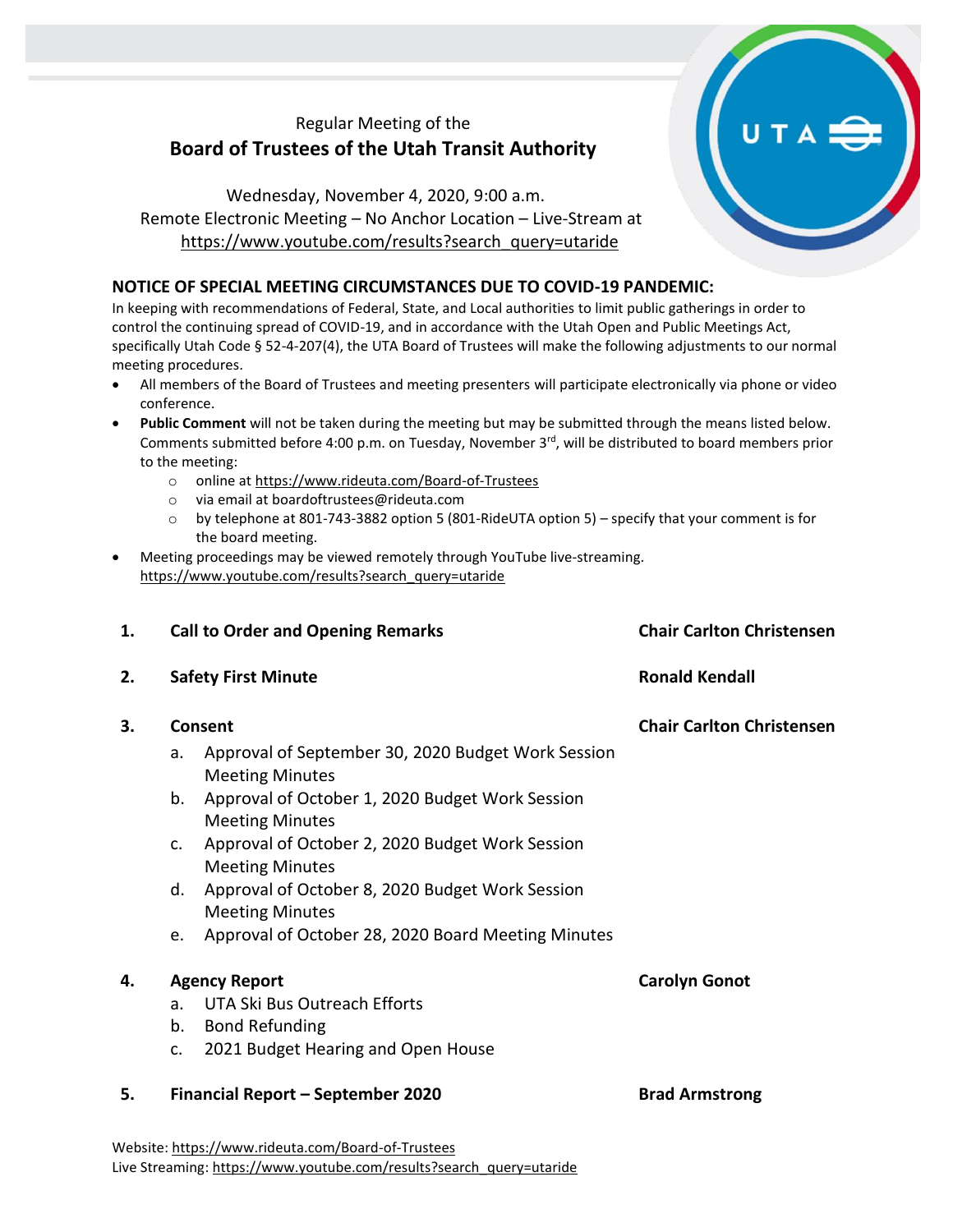Regular Meeting of the

# Board of Trustees of the Utah Transit Authority

Wednesday, November 4, 2020, 9:00 a.m.
Remote Electronic Meeting – No Anchor Location – Live-Stream at
https://www.youtube.com/results?search_query=utaride

## NOTICE OF SPECIAL MEETING CIRCUMSTANCES DUE TO COVID-19 PANDEMIC:

In keeping with recommendations of Federal, State, and Local authorities to limit public gatherings in order to control the continuing spread of COVID-19, and in accordance with the Utah Open and Public Meetings Act, specifically Utah Code § 52-4-207(4), the UTA Board of Trustees will make the following adjustments to our normal meeting procedures.

- All members of the Board of Trustees and meeting presenters will participate electronically via phone or video conference.
- **Public Comment** will not be taken during the meeting but may be submitted through the means listed below. Comments submitted before 4:00 p.m. on Tuesday, November 3rd, will be distributed to board members prior to the meeting:
  - online at https://www.rideuta.com/Board-of-Trustees
  - via email at boardoftrustees@rideuta.com
  - by telephone at 801-743-3882 option 5 (801-RideUTA option 5) – specify that your comment is for the board meeting.
- Meeting proceedings may be viewed remotely through YouTube live-streaming. https://www.youtube.com/results?search_query=utaride

1. **Call to Order and Opening Remarks** — **Chair Carlton Christensen**

2. **Safety First Minute** — **Ronald Kendall**

3. **Consent** — **Chair Carlton Christensen**
   a. Approval of September 30, 2020 Budget Work Session Meeting Minutes
   b. Approval of October 1, 2020 Budget Work Session Meeting Minutes
   c. Approval of October 2, 2020 Budget Work Session Meeting Minutes
   d. Approval of October 8, 2020 Budget Work Session Meeting Minutes
   e. Approval of October 28, 2020 Board Meeting Minutes

4. **Agency Report** — **Carolyn Gonot**
   a. UTA Ski Bus Outreach Efforts
   b. Bond Refunding
   c. 2021 Budget Hearing and Open House

5. **Financial Report – September 2020** — **Brad Armstrong**

Website: https://www.rideuta.com/Board-of-Trustees
Live Streaming: https://www.youtube.com/results?search_query=utaride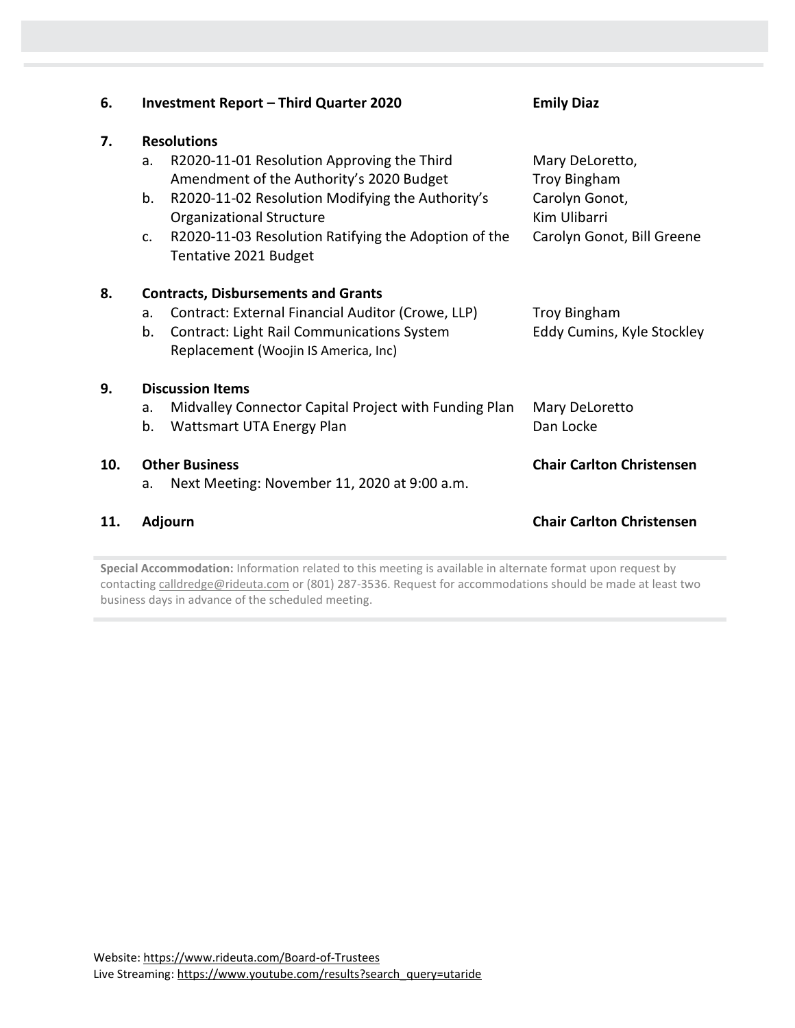**6. Investment Report – Third Quarter 2020** — **Emily Diaz**

**7. Resolutions**

a. R2020-11-01 Resolution Approving the Third Amendment of the Authority's 2020 Budget — Mary DeLoretto, Troy Bingham

b. R2020-11-02 Resolution Modifying the Authority's Organizational Structure — Carolyn Gonot, Kim Ulibarri

c. R2020-11-03 Resolution Ratifying the Adoption of the Tentative 2021 Budget — Carolyn Gonot, Bill Greene

**8. Contracts, Disbursements and Grants**

a. Contract: External Financial Auditor (Crowe, LLP) — Troy Bingham

b. Contract: Light Rail Communications System Replacement (Woojin IS America, Inc) — Eddy Cumins, Kyle Stockley

**9. Discussion Items**

a. Midvalley Connector Capital Project with Funding Plan — Mary DeLoretto

b. Wattsmart UTA Energy Plan — Dan Locke

**10. Other Business** — **Chair Carlton Christensen**

a. Next Meeting: November 11, 2020 at 9:00 a.m.

**11. Adjourn** — **Chair Carlton Christensen**

**Special Accommodation:** Information related to this meeting is available in alternate format upon request by contacting calldredge@rideuta.com or (801) 287-3536. Request for accommodations should be made at least two business days in advance of the scheduled meeting.

Website: https://www.rideuta.com/Board-of-Trustees
Live Streaming: https://www.youtube.com/results?search_query=utaride